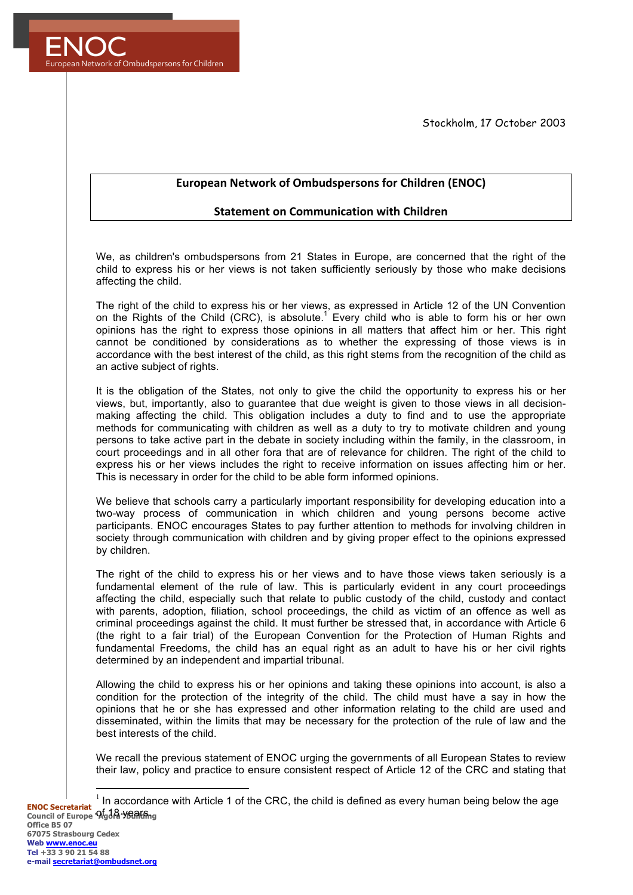# ENOC

European Network of Ombudspersons for Children

Stockholm, 17 October 2003

## European Network of Ombudspersons for Children (ENOC)

## Statement on Communication with Children

We, as children's ombudspersons from 21 States in Europe, are concerned that the right of the child to express his or her views is not taken sufficiently seriously by those who make decisions affecting the child.

The right of the child to express his or her views, as expressed in Article 12 of the UN Convention on the Rights of the Child (CRC), is absolute.[1] Every child who is able to form his or her own opinions has the right to express those opinions in all matters that affect him or her. This right cannot be conditioned by considerations as to whether the expressing of those views is in accordance with the best interest of the child, as this right stems from the recognition of the child as an active subject of rights.

It is the obligation of the States, not only to give the child the opportunity to express his or her views, but, importantly, also to guarantee that due weight is given to those views in all decision-making affecting the child. This obligation includes a duty to find and to use the appropriate methods for communicating with children as well as a duty to try to motivate children and young persons to take active part in the debate in society including within the family, in the classroom, in court proceedings and in all other fora that are of relevance for children. The right of the child to express his or her views includes the right to receive information on issues affecting him or her. This is necessary in order for the child to be able form informed opinions.

We believe that schools carry a particularly important responsibility for developing education into a two-way process of communication in which children and young persons become active participants. ENOC encourages States to pay further attention to methods for involving children in society through communication with children and by giving proper effect to the opinions expressed by children.

The right of the child to express his or her views and to have those views taken seriously is a fundamental element of the rule of law. This is particularly evident in any court proceedings affecting the child, especially such that relate to public custody of the child, custody and contact with parents, adoption, filiation, school proceedings, the child as victim of an offence as well as criminal proceedings against the child. It must further be stressed that, in accordance with Article 6 (the right to a fair trial) of the European Convention for the Protection of Human Rights and fundamental Freedoms, the child has an equal right as an adult to have his or her civil rights determined by an independent and impartial tribunal.

Allowing the child to express his or her opinions and taking these opinions into account, is also a condition for the protection of the integrity of the child. The child must have a say in how the opinions that he or she has expressed and other information relating to the child are used and disseminated, within the limits that may be necessary for the protection of the rule of law and the best interests of the child.

We recall the previous statement of ENOC urging the governments of all European States to review their law, policy and practice to ensure consistent respect of Article 12 of the CRC and stating that

[1] In accordance with Article 1 of the CRC, the child is defined as every human being below the age of 18 years.

**ENOC Secretariat**
**Council of Europe "Agora" Building**
**Office B5 07**
**67075 Strasbourg Cedex**
**Web www.enoc.eu**
**Tel +33 3 90 21 54 88**
**e-mail secretariat@ombudsnet.org**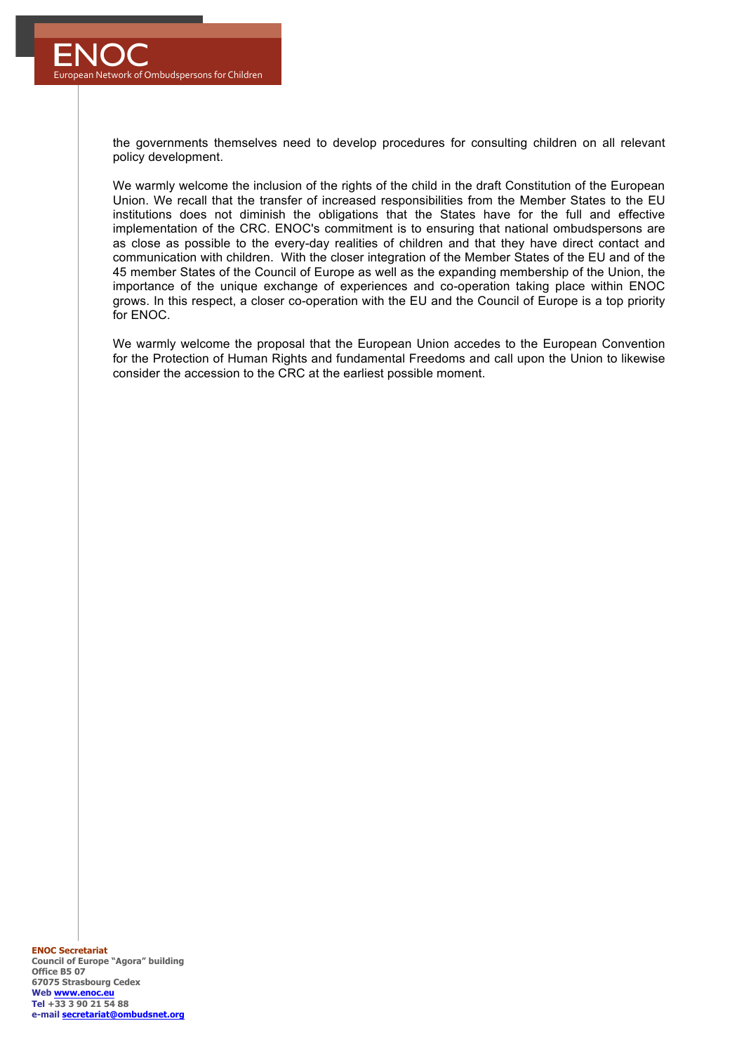the governments themselves need to develop procedures for consulting children on all relevant policy development.

We warmly welcome the inclusion of the rights of the child in the draft Constitution of the European Union. We recall that the transfer of increased responsibilities from the Member States to the EU institutions does not diminish the obligations that the States have for the full and effective implementation of the CRC. ENOC's commitment is to ensuring that national ombudspersons are as close as possible to the every-day realities of children and that they have direct contact and communication with children. With the closer integration of the Member States of the EU and of the 45 member States of the Council of Europe as well as the expanding membership of the Union, the importance of the unique exchange of experiences and co-operation taking place within ENOC grows. In this respect, a closer co-operation with the EU and the Council of Europe is a top priority for ENOC.

We warmly welcome the proposal that the European Union accedes to the European Convention for the Protection of Human Rights and fundamental Freedoms and call upon the Union to likewise consider the accession to the CRC at the earliest possible moment.